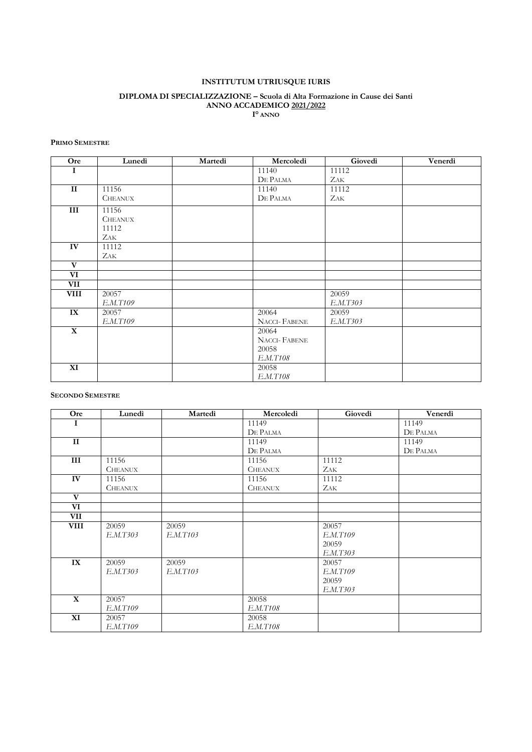**INSTITUTUM UTRIUSQUE IURIS**

**DIPLOMA DI SPECIALIZZAZIONE – Scuola di Alta Formazione in Cause dei Santi**
**ANNO ACCADEMICO 2021/2022**
**I° ANNO**

**PRIMO SEMESTRE**

| Ore | Lunedì | Martedì | Mercoledì | Giovedì | Venerdì |
|---|---|---|---|---|---|
| **I** | | | 11140 DE PALMA | 11112 ZAK | |
| **II** | 11156 CHEANUX | | 11140 DE PALMA | 11112 ZAK | |
| **III** | 11156 CHEANUX 11112 ZAK | | | | |
| **IV** | 11112 ZAK | | | | |
| **V** | | | | | |
| **VI** | | | | | |
| **VII** | | | | | |
| **VIII** | 20057 *E.M.T109* | | | 20059 *E.M.T303* | |
| **IX** | 20057 *E.M.T109* | | 20064 NACCI- FABENE | 20059 *E.M.T303* | |
| **X** | | | 20064 NACCI- FABENE 20058 *E.M.T108* | | |
| **XI** | | | 20058 *E.M.T108* | | |

**SECONDO SEMESTRE**

| Ore | Lunedì | Martedì | Mercoledì | Giovedì | Venerdì |
|---|---|---|---|---|---|
| **I** | | | 11149 DE PALMA | | 11149 DE PALMA |
| **II** | | | 11149 DE PALMA | | 11149 DE PALMA |
| **III** | 11156 CHEANUX | | 11156 CHEANUX | 11112 ZAK | |
| **IV** | 11156 CHEANUX | | 11156 CHEANUX | 11112 ZAK | |
| **V** | | | | | |
| **VI** | | | | | |
| **VII** | | | | | |
| **VIII** | 20059 *E.M.T303* | 20059 *E.M.T103* | | 20057 *E.M.T109* 20059 *E.M.T303* | |
| **IX** | 20059 *E.M.T303* | 20059 *E.M.T103* | | 20057 *E.M.T109* 20059 *E.M.T303* | |
| **X** | 20057 *E.M.T109* | | 20058 *E.M.T108* | | |
| **XI** | 20057 *E.M.T109* | | 20058 *E.M.T108* | | |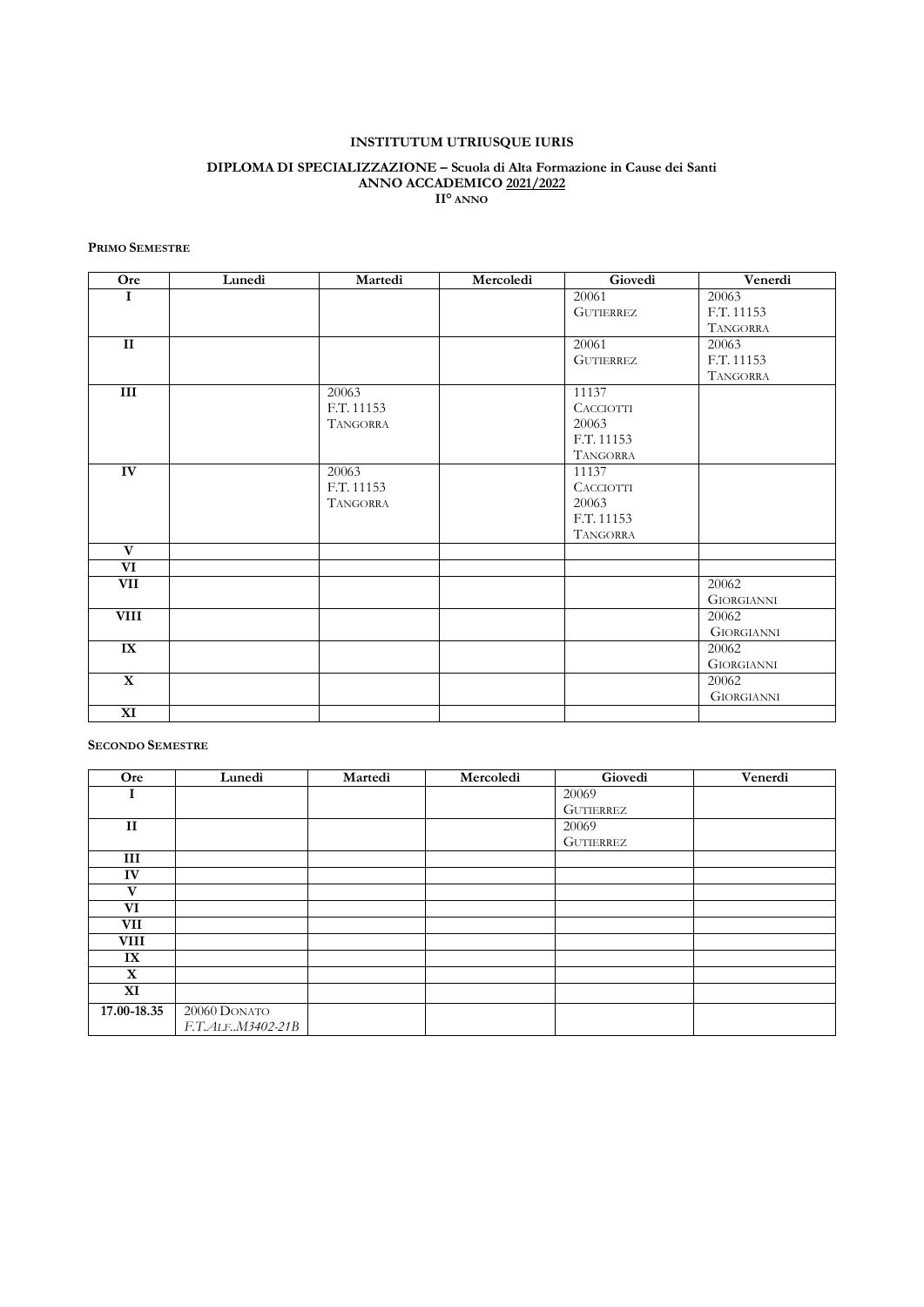**INSTITUTUM UTRIUSQUE IURIS**

**DIPLOMA DI SPECIALIZZAZIONE – Scuola di Alta Formazione in Cause dei Santi**
**ANNO ACCADEMICO 2021/2022**
**II° ANNO**

**PRIMO SEMESTRE**

| Ore | Lunedì | Martedì | Mercoledì | Giovedì | Venerdì |
|---|---|---|---|---|---|
| I | | | | 20061 GUTIERREZ | 20063 F.T. 11153 TANGORRA |
| II | | | | 20061 GUTIERREZ | 20063 F.T. 11153 TANGORRA |
| III | | 20063 F.T. 11153 TANGORRA | | 11137 CACCIOTTI 20063 F.T. 11153 TANGORRA | |
| IV | | 20063 F.T. 11153 TANGORRA | | 11137 CACCIOTTI 20063 F.T. 11153 TANGORRA | |
| V | | | | | |
| VI | | | | | |
| VII | | | | | 20062 GIORGIANNI |
| VIII | | | | | 20062 GIORGIANNI |
| IX | | | | | 20062 GIORGIANNI |
| X | | | | | 20062 GIORGIANNI |
| XI | | | | | |

**SECONDO SEMESTRE**

| Ore | Lunedì | Martedì | Mercoledì | Giovedì | Venerdì |
|---|---|---|---|---|---|
| I | | | | 20069 GUTIERREZ | |
| II | | | | 20069 GUTIERREZ | |
| III | | | | | |
| IV | | | | | |
| V | | | | | |
| VI | | | | | |
| VII | | | | | |
| VIII | | | | | |
| IX | | | | | |
| X | | | | | |
| XI | | | | | |
| 17.00-18.35 | 20060 DONATO *F.T.ALF..M3402-21B* | | | | |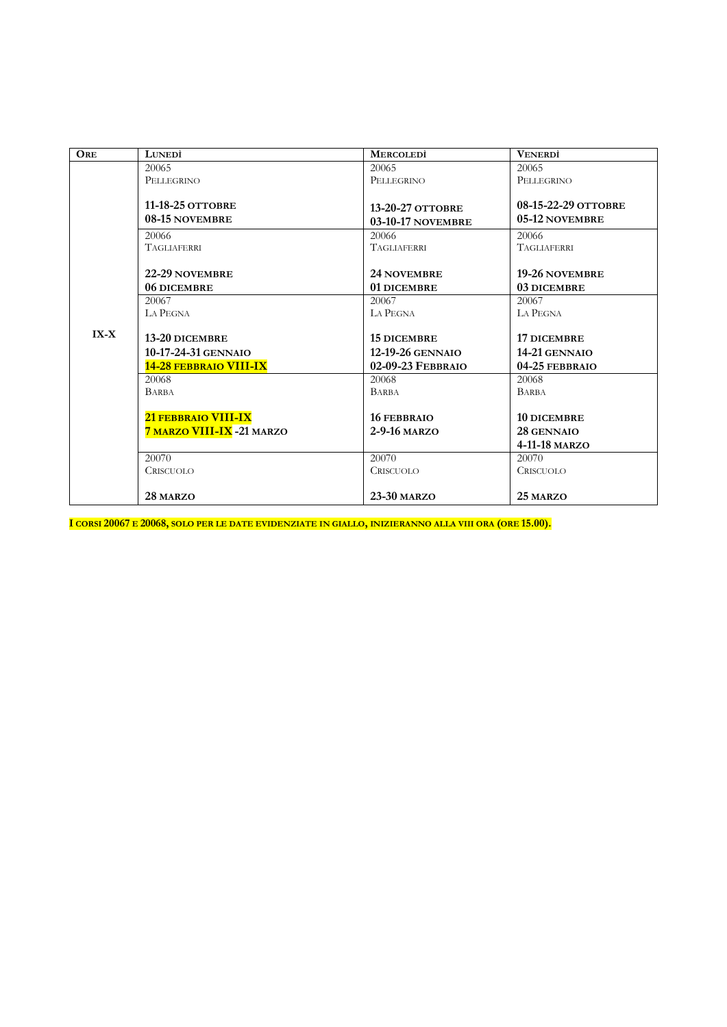| ORE | LUNEDÌ | MERCOLEDÌ | VENERDÌ |
|---|---|---|---|
| IX-X | 20065<br>PELLEGRINO<br><br>**11-18-25 OTTOBRE**<br>**08-15 NOVEMBRE** | 20065<br>PELLEGRINO<br><br>**13-20-27 OTTOBRE**<br>**03-10-17 NOVEMBRE** | 20065<br>PELLEGRINO<br><br>**08-15-22-29 OTTOBRE**<br>**05-12 NOVEMBRE** |
| | 20066<br>TAGLIAFERRI<br><br>**22-29 NOVEMBRE**<br>**06 DICEMBRE** | 20066<br>TAGLIAFERRI<br><br>**24 NOVEMBRE**<br>**01 DICEMBRE** | 20066<br>TAGLIAFERRI<br><br>**19-26 NOVEMBRE**<br>**03 DICEMBRE** |
| | 20067<br>LA PEGNA<br><br>**13-20 DICEMBRE**<br>**10-17-24-31 GENNAIO**<br>**14-28 FEBBRAIO VIII-IX** | 20067<br>LA PEGNA<br><br>**15 DICEMBRE**<br>**12-19-26 GENNAIO**<br>**02-09-23 FEBBRAIO** | 20067<br>LA PEGNA<br><br>**17 DICEMBRE**<br>**14-21 GENNAIO**<br>**04-25 FEBBRAIO** |
| | 20068<br>BARBA<br><br>**21 FEBBRAIO VIII-IX**<br>**7 MARZO VIII-IX -21 MARZO** | 20068<br>BARBA<br><br>**16 FEBBRAIO**<br>**2-9-16 MARZO** | 20068<br>BARBA<br><br>**10 DICEMBRE**<br>**28 GENNAIO**<br>**4-11-18 MARZO** |
| | 20070<br>CRISCUOLO<br><br>**28 MARZO** | 20070<br>CRISCUOLO<br><br>**23-30 MARZO** | 20070<br>CRISCUOLO<br><br>**25 MARZO** |

**I CORSI 20067 E 20068, SOLO PER LE DATE EVIDENZIATE IN GIALLO, INIZIERANNO ALLA VIII ORA (ORE 15.00).**